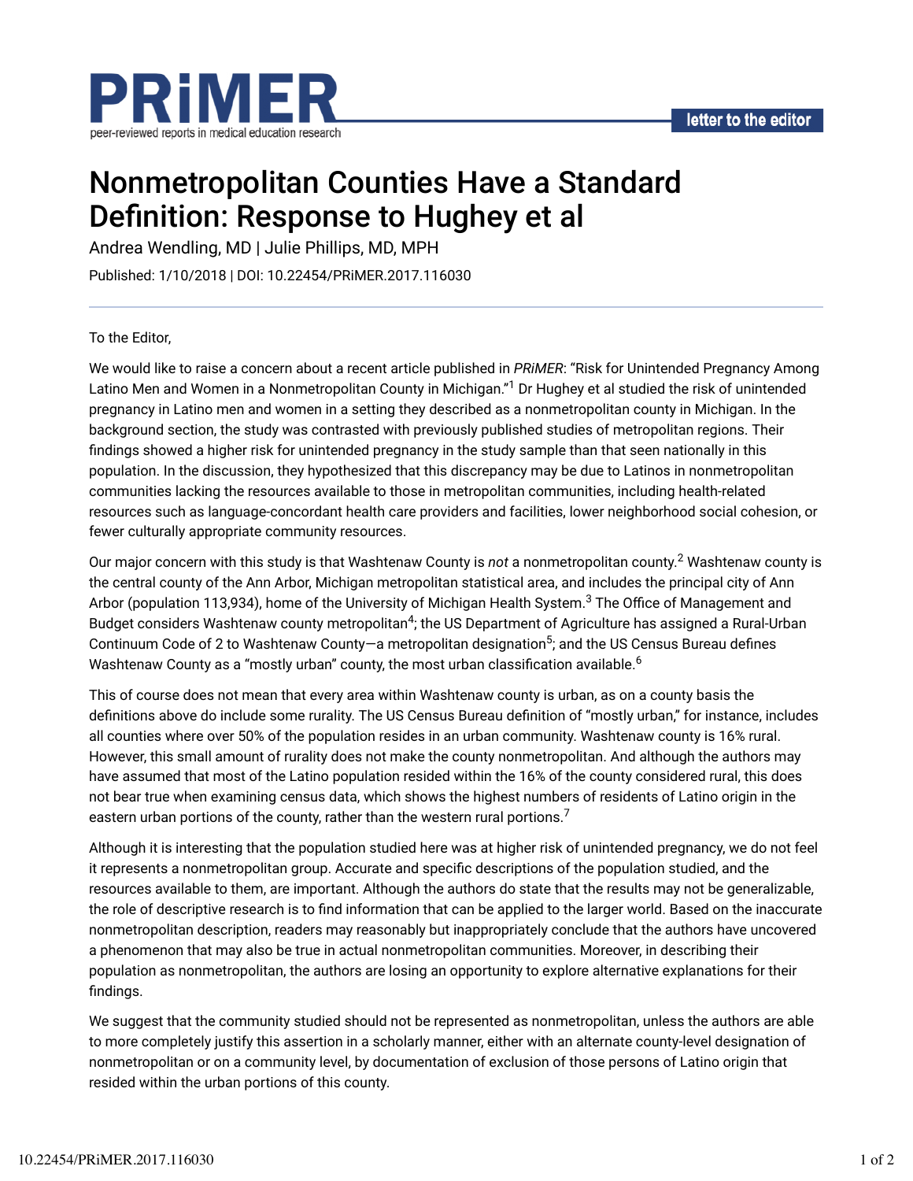PRiMER

peer-reviewed reports in medical education research

letter to the editor

# Nonmetropolitan Counties Have a Standard Definition: Response to Hughey et al

Andrea Wendling, MD | Julie Phillips, MD, MPH

Published: 1/10/2018 | DOI: 10.22454/PRiMER.2017.116030

To the Editor,

We would like to raise a concern about a recent article published in *PRiMER*: "Risk for Unintended Pregnancy Among Latino Men and Women in a Nonmetropolitan County in Michigan."[1] Dr Hughey et al studied the risk of unintended pregnancy in Latino men and women in a setting they described as a nonmetropolitan county in Michigan. In the background section, the study was contrasted with previously published studies of metropolitan regions. Their findings showed a higher risk for unintended pregnancy in the study sample than that seen nationally in this population. In the discussion, they hypothesized that this discrepancy may be due to Latinos in nonmetropolitan communities lacking the resources available to those in metropolitan communities, including health-related resources such as language-concordant health care providers and facilities, lower neighborhood social cohesion, or fewer culturally appropriate community resources.

Our major concern with this study is that Washtenaw County is *not* a nonmetropolitan county.[2] Washtenaw county is the central county of the Ann Arbor, Michigan metropolitan statistical area, and includes the principal city of Ann Arbor (population 113,934), home of the University of Michigan Health System.[3] The Office of Management and Budget considers Washtenaw county metropolitan[4]; the US Department of Agriculture has assigned a Rural-Urban Continuum Code of 2 to Washtenaw County—a metropolitan designation[5]; and the US Census Bureau defines Washtenaw County as a "mostly urban" county, the most urban classification available.[6]

This of course does not mean that every area within Washtenaw county is urban, as on a county basis the definitions above do include some rurality. The US Census Bureau definition of "mostly urban," for instance, includes all counties where over 50% of the population resides in an urban community. Washtenaw county is 16% rural. However, this small amount of rurality does not make the county nonmetropolitan. And although the authors may have assumed that most of the Latino population resided within the 16% of the county considered rural, this does not bear true when examining census data, which shows the highest numbers of residents of Latino origin in the eastern urban portions of the county, rather than the western rural portions.[7]

Although it is interesting that the population studied here was at higher risk of unintended pregnancy, we do not feel it represents a nonmetropolitan group. Accurate and specific descriptions of the population studied, and the resources available to them, are important. Although the authors do state that the results may not be generalizable, the role of descriptive research is to find information that can be applied to the larger world. Based on the inaccurate nonmetropolitan description, readers may reasonably but inappropriately conclude that the authors have uncovered a phenomenon that may also be true in actual nonmetropolitan communities. Moreover, in describing their population as nonmetropolitan, the authors are losing an opportunity to explore alternative explanations for their findings.

We suggest that the community studied should not be represented as nonmetropolitan, unless the authors are able to more completely justify this assertion in a scholarly manner, either with an alternate county-level designation of nonmetropolitan or on a community level, by documentation of exclusion of those persons of Latino origin that resided within the urban portions of this county.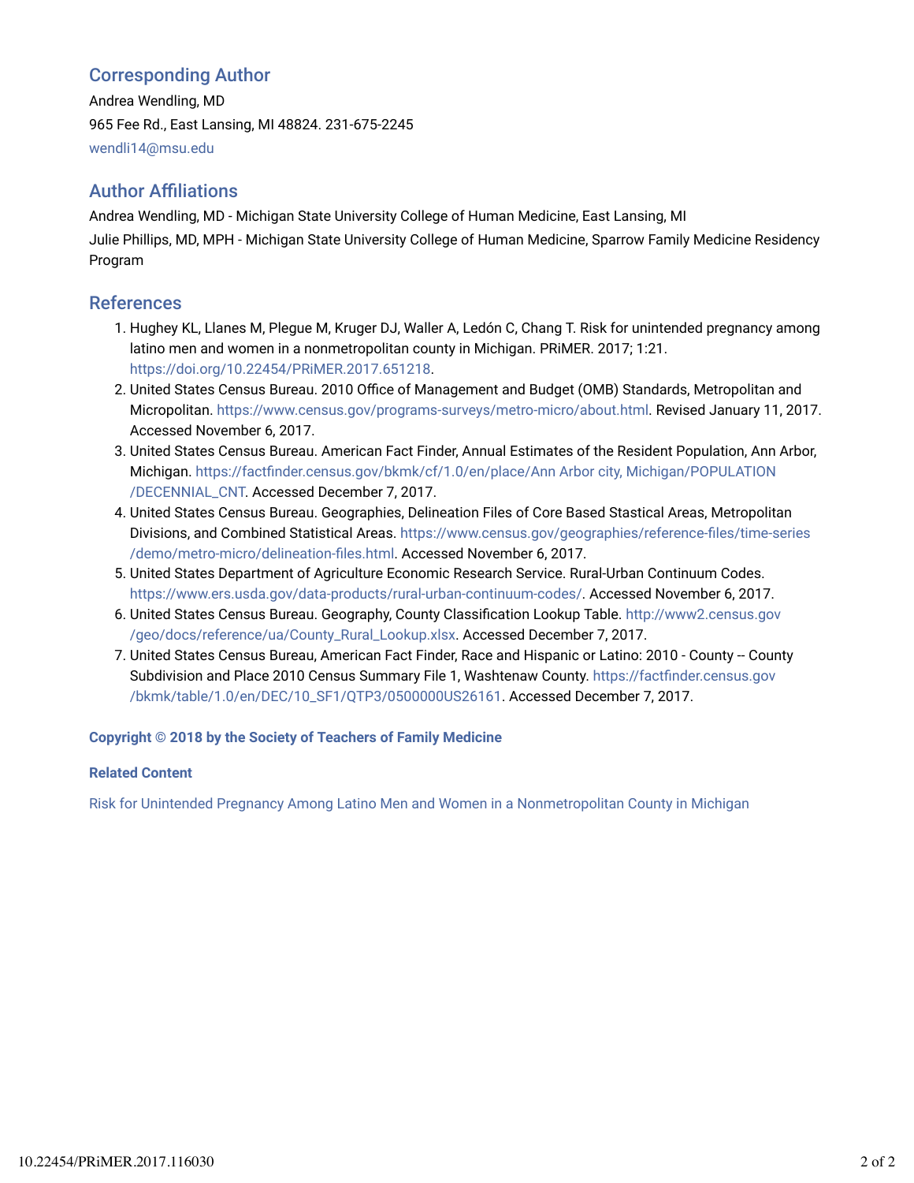## Corresponding Author

Andrea Wendling, MD

965 Fee Rd., East Lansing, MI 48824. 231-675-2245

wendli14@msu.edu

## Author Affiliations

Andrea Wendling, MD - Michigan State University College of Human Medicine, East Lansing, MI

Julie Phillips, MD, MPH - Michigan State University College of Human Medicine, Sparrow Family Medicine Residency Program

## References

1. Hughey KL, Llanes M, Plegue M, Kruger DJ, Waller A, Ledón C, Chang T. Risk for unintended pregnancy among latino men and women in a nonmetropolitan county in Michigan. PRiMER. 2017; 1:21. https://doi.org/10.22454/PRiMER.2017.651218.
2. United States Census Bureau. 2010 Office of Management and Budget (OMB) Standards, Metropolitan and Micropolitan. https://www.census.gov/programs-surveys/metro-micro/about.html. Revised January 11, 2017. Accessed November 6, 2017.
3. United States Census Bureau. American Fact Finder, Annual Estimates of the Resident Population, Ann Arbor, Michigan. https://factfinder.census.gov/bkmk/cf/1.0/en/place/Ann Arbor city, Michigan/POPULATION/DECENNIAL_CNT. Accessed December 7, 2017.
4. United States Census Bureau. Geographies, Delineation Files of Core Based Stastical Areas, Metropolitan Divisions, and Combined Statistical Areas. https://www.census.gov/geographies/reference-files/time-series/demo/metro-micro/delineation-files.html. Accessed November 6, 2017.
5. United States Department of Agriculture Economic Research Service. Rural-Urban Continuum Codes. https://www.ers.usda.gov/data-products/rural-urban-continuum-codes/. Accessed November 6, 2017.
6. United States Census Bureau. Geography, County Classification Lookup Table. http://www2.census.gov/geo/docs/reference/ua/County_Rural_Lookup.xlsx. Accessed December 7, 2017.
7. United States Census Bureau, American Fact Finder, Race and Hispanic or Latino: 2010 - County -- County Subdivision and Place 2010 Census Summary File 1, Washtenaw County. https://factfinder.census.gov/bkmk/table/1.0/en/DEC/10_SF1/QTP3/0500000US26161. Accessed December 7, 2017.

**Copyright © 2018 by the Society of Teachers of Family Medicine**

**Related Content**

Risk for Unintended Pregnancy Among Latino Men and Women in a Nonmetropolitan County in Michigan